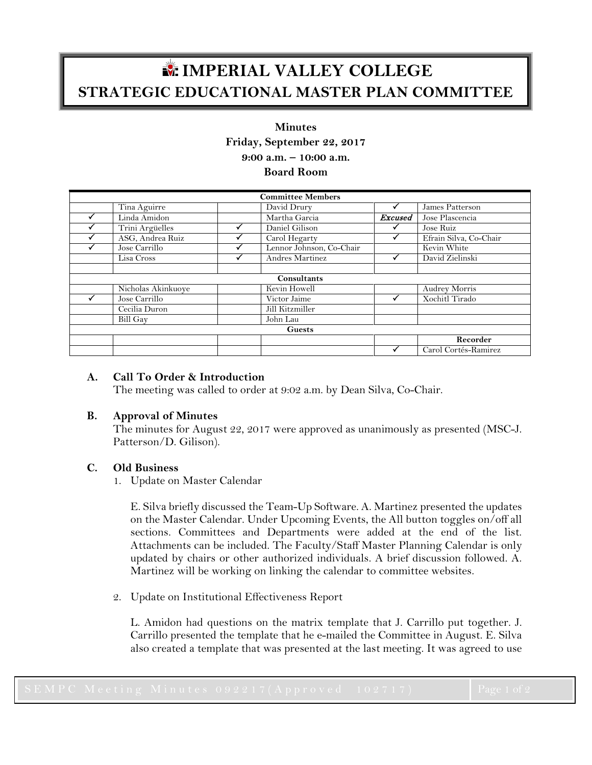# IMPERIAL VALLEY COLLEGE
## STRATEGIC EDUCATIONAL MASTER PLAN COMMITTEE

**Minutes**
**Friday, September 22, 2017**
**9:00 a.m. – 10:00 a.m.**
**Board Room**

| Committee Members | | | | | |
|---|---|---|---|---|---|
| | Tina Aguirre | | David Drury | ✓ | James Patterson |
| ✓ | Linda Amidon | | Martha Garcia | ***Excused*** | Jose Plascencia |
| ✓ | Trini Argüelles | ✓ | Daniel Gilison | ✓ | Jose Ruiz |
| ✓ | ASG, Andrea Ruiz | ✓ | Carol Hegarty | ✓ | Efrain Silva, Co-Chair |
| ✓ | Jose Carrillo | ✓ | Lennor Johnson, Co-Chair | | Kevin White |
| | Lisa Cross | ✓ | Andres Martinez | ✓ | David Zielinski |
| | | | | | |
| **Consultants** | | | | | |
| | Nicholas Akinkuoye | | Kevin Howell | | Audrey Morris |
| ✓ | Jose Carrillo | | Victor Jaime | ✓ | Xochitl Tirado |
| | Cecilia Duron | | Jill Kitzmiller | | |
| | Bill Gay | | John Lau | | |
| **Guests** | | | | | |
| | | | | | **Recorder** |
| | | | | ✓ | Carol Cortés-Ramirez |

**A. Call To Order & Introduction**

The meeting was called to order at 9:02 a.m. by Dean Silva, Co-Chair.

**B. Approval of Minutes**

The minutes for August 22, 2017 were approved as unanimously as presented (MSC-J. Patterson/D. Gilison).

**C. Old Business**

1. Update on Master Calendar

   E. Silva briefly discussed the Team-Up Software. A. Martinez presented the updates on the Master Calendar. Under Upcoming Events, the All button toggles on/off all sections. Committees and Departments were added at the end of the list. Attachments can be included. The Faculty/Staff Master Planning Calendar is only updated by chairs or other authorized individuals. A brief discussion followed. A. Martinez will be working on linking the calendar to committee websites.

2. Update on Institutional Effectiveness Report

   L. Amidon had questions on the matrix template that J. Carrillo put together. J. Carrillo presented the template that he e-mailed the Committee in August. E. Silva also created a template that was presented at the last meeting. It was agreed to use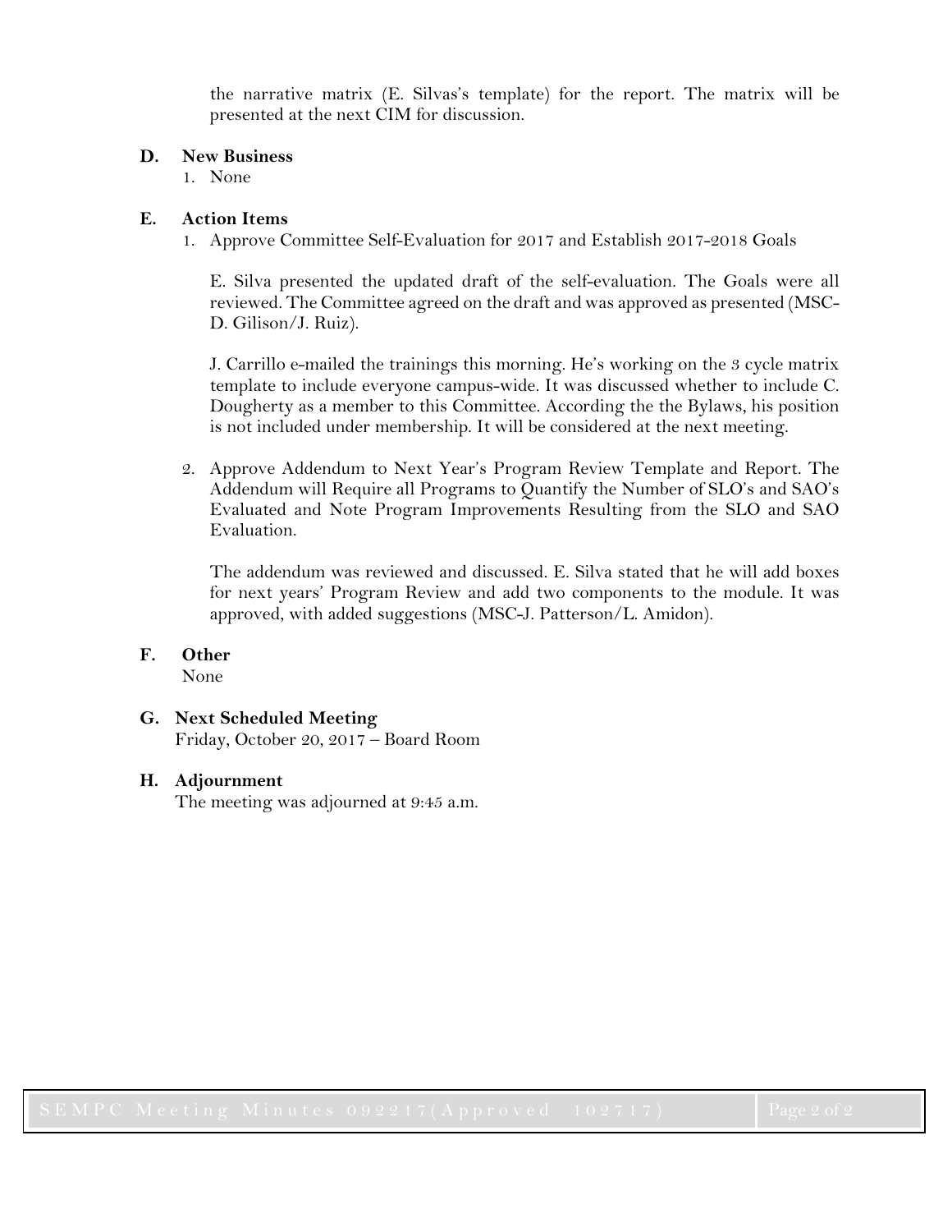the narrative matrix (E. Silvas's template) for the report. The matrix will be presented at the next CIM for discussion.

**D. New Business**

1. None

**E. Action Items**

1. Approve Committee Self-Evaluation for 2017 and Establish 2017-2018 Goals

   E. Silva presented the updated draft of the self-evaluation. The Goals were all reviewed. The Committee agreed on the draft and was approved as presented (MSC-D. Gilison/J. Ruiz).

   J. Carrillo e-mailed the trainings this morning. He's working on the 3 cycle matrix template to include everyone campus-wide. It was discussed whether to include C. Dougherty as a member to this Committee. According the the Bylaws, his position is not included under membership. It will be considered at the next meeting.

2. Approve Addendum to Next Year's Program Review Template and Report. The Addendum will Require all Programs to Quantify the Number of SLO's and SAO's Evaluated and Note Program Improvements Resulting from the SLO and SAO Evaluation.

   The addendum was reviewed and discussed. E. Silva stated that he will add boxes for next years' Program Review and add two components to the module. It was approved, with added suggestions (MSC-J. Patterson/L. Amidon).

**F. Other**

None

**G. Next Scheduled Meeting**

Friday, October 20, 2017 – Board Room

**H. Adjournment**

The meeting was adjourned at 9:45 a.m.